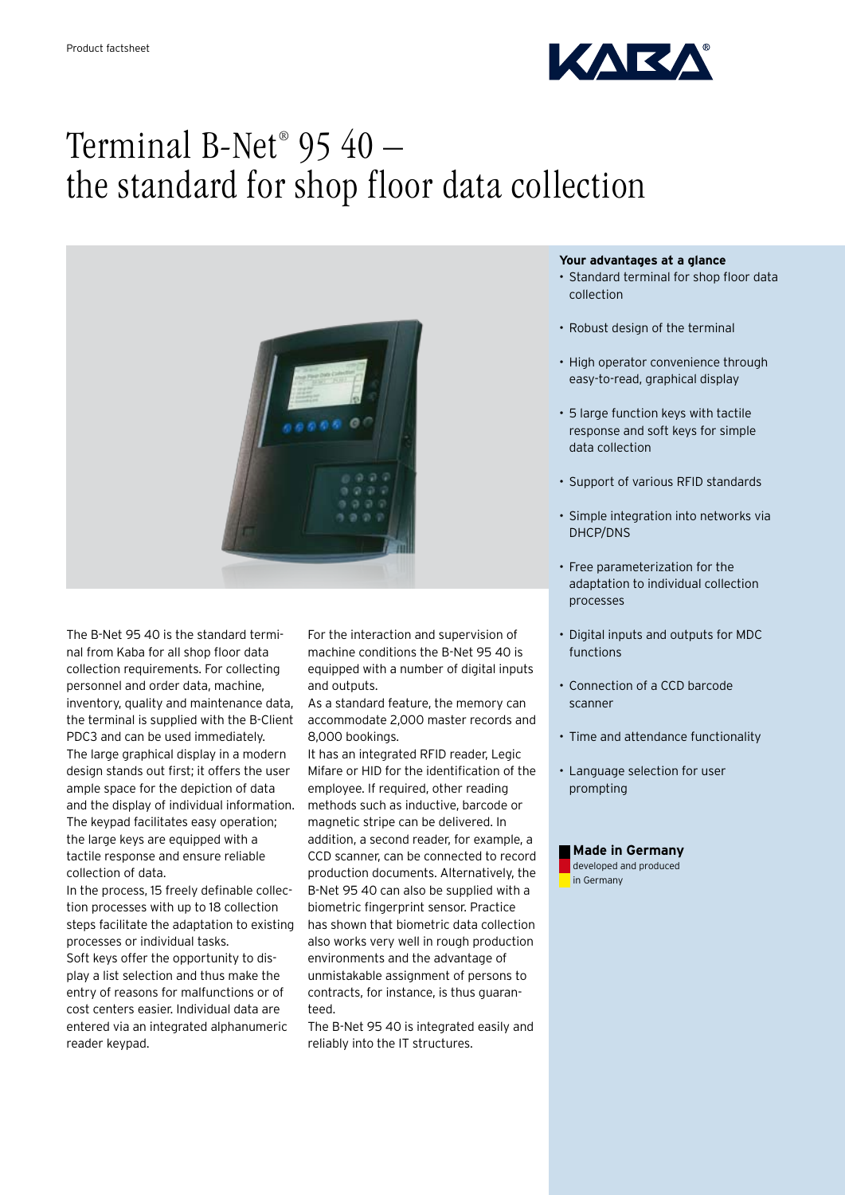Product factsheet

# Terminal B-Net® 95 40 – the standard for shop floor data collection

The B-Net 95 40 is the standard terminal from Kaba for all shop floor data collection requirements. For collecting personnel and order data, machine, inventory, quality and maintenance data, the terminal is supplied with the B-Client PDC3 and can be used immediately.
The large graphical display in a modern design stands out first; it offers the user ample space for the depiction of data and the display of individual information.
The keypad facilitates easy operation; the large keys are equipped with a tactile response and ensure reliable collection of data.
In the process, 15 freely definable collection processes with up to 18 collection steps facilitate the adaptation to existing processes or individual tasks.
Soft keys offer the opportunity to display a list selection and thus make the entry of reasons for malfunctions or of cost centers easier. Individual data are entered via an integrated alphanumeric reader keypad.

For the interaction and supervision of machine conditions the B-Net 95 40 is equipped with a number of digital inputs and outputs.
As a standard feature, the memory can accommodate 2,000 master records and 8,000 bookings.
It has an integrated RFID reader, Legic Mifare or HID for the identification of the employee. If required, other reading methods such as inductive, barcode or magnetic stripe can be delivered. In addition, a second reader, for example, a CCD scanner, can be connected to record production documents. Alternatively, the B-Net 95 40 can also be supplied with a biometric fingerprint sensor. Practice has shown that biometric data collection also works very well in rough production environments and the advantage of unmistakable assignment of persons to contracts, for instance, is thus guaranteed.
The B-Net 95 40 is integrated easily and reliably into the IT structures.

**Your advantages at a glance**

- Standard terminal for shop floor data collection
- Robust design of the terminal
- High operator convenience through easy-to-read, graphical display
- 5 large function keys with tactile response and soft keys for simple data collection
- Support of various RFID standards
- Simple integration into networks via DHCP/DNS
- Free parameterization for the adaptation to individual collection processes
- Digital inputs and outputs for MDC functions
- Connection of a CCD barcode scanner
- Time and attendance functionality
- Language selection for user prompting

**Made in Germany**
developed and produced in Germany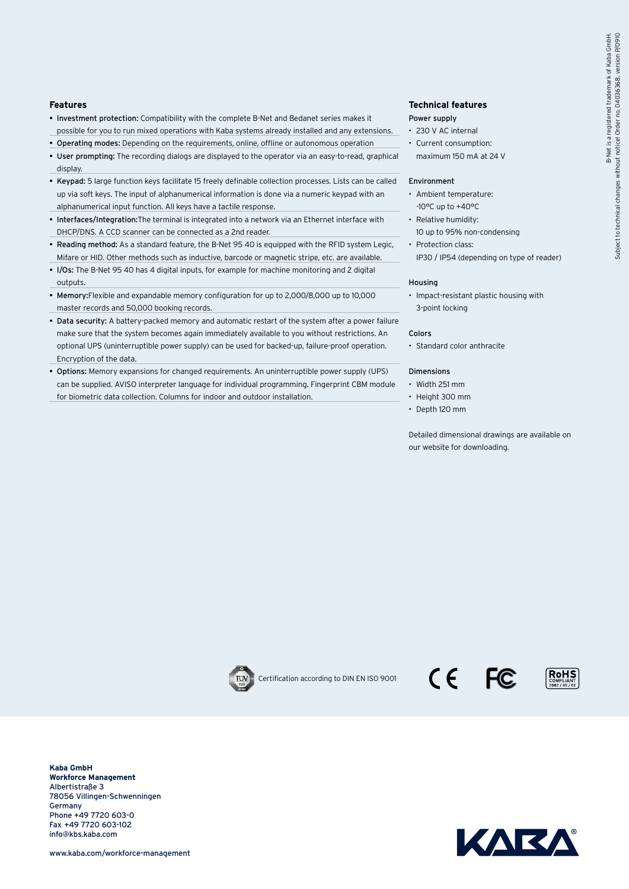## Features

- **Investment protection:** Compatibility with the complete B-Net and Bedanet series makes it possible for you to run mixed operations with Kaba systems already installed and any extensions.
- **Operating modes:** Depending on the requirements, online, offline or autonomous operation
- **User prompting:** The recording dialogs are displayed to the operator via an easy-to-read, graphical display.
- **Keypad:** 5 large function keys facilitate 15 freely definable collection processes. Lists can be called up via soft keys. The input of alphanumerical information is done via a numeric keypad with an alphanumerical input function. All keys have a tactile response.
- **Interfaces/Integration:** The terminal is integrated into a network via an Ethernet interface with DHCP/DNS. A CCD scanner can be connected as a 2nd reader.
- **Reading method:** As a standard feature, the B-Net 95 40 is equipped with the RFID system Legic, Mifare or HID. Other methods such as inductive, barcode or magnetic stripe, etc. are available.
- **I/Os:** The B-Net 95 40 has 4 digital inputs, for example for machine monitoring and 2 digital outputs.
- **Memory:** Flexible and expandable memory configuration for up to 2,000/8,000 up to 10,000 master records and 50,000 booking records.
- **Data security:** A battery-packed memory and automatic restart of the system after a power failure make sure that the system becomes again immediately available to you without restrictions. An optional UPS (uninterruptible power supply) can be used for backed-up, failure-proof operation. Encryption of the data.
- **Options:** Memory expansions for changed requirements. An uninterruptible power supply (UPS) can be supplied. AVISO interpreter language for individual programming. Fingerprint CBM module for biometric data collection. Columns for indoor and outdoor installation.

## Technical features

### Power supply

- 230 V AC internal
- Current consumption: maximum 150 mA at 24 V

### Environment

- Ambient temperature: -10°C up to +40°C
- Relative humidity: 10 up to 95% non-condensing
- Protection class: IP30 / IP54 (depending on type of reader)

### Housing

- Impact-resistant plastic housing with 3-point locking

### Colors

- Standard color anthracite

### Dimensions

- Width 251 mm
- Height 300 mm
- Depth 120 mm

Detailed dimensional drawings are available on our website for downloading.

Certification according to DIN EN ISO 9001

B-Net is a registered trademark of Kaba GmbH.
Subject to technical changes without notice! Order no. 04036368, version P/0910

**Kaba GmbH**
**Workforce Management**
Albertistraße 3
78056 Villingen-Schwenningen
Germany
Phone +49 7720 603-0
Fax +49 7720 603-102
info@kbs.kaba.com

www.kaba.com/workforce-management